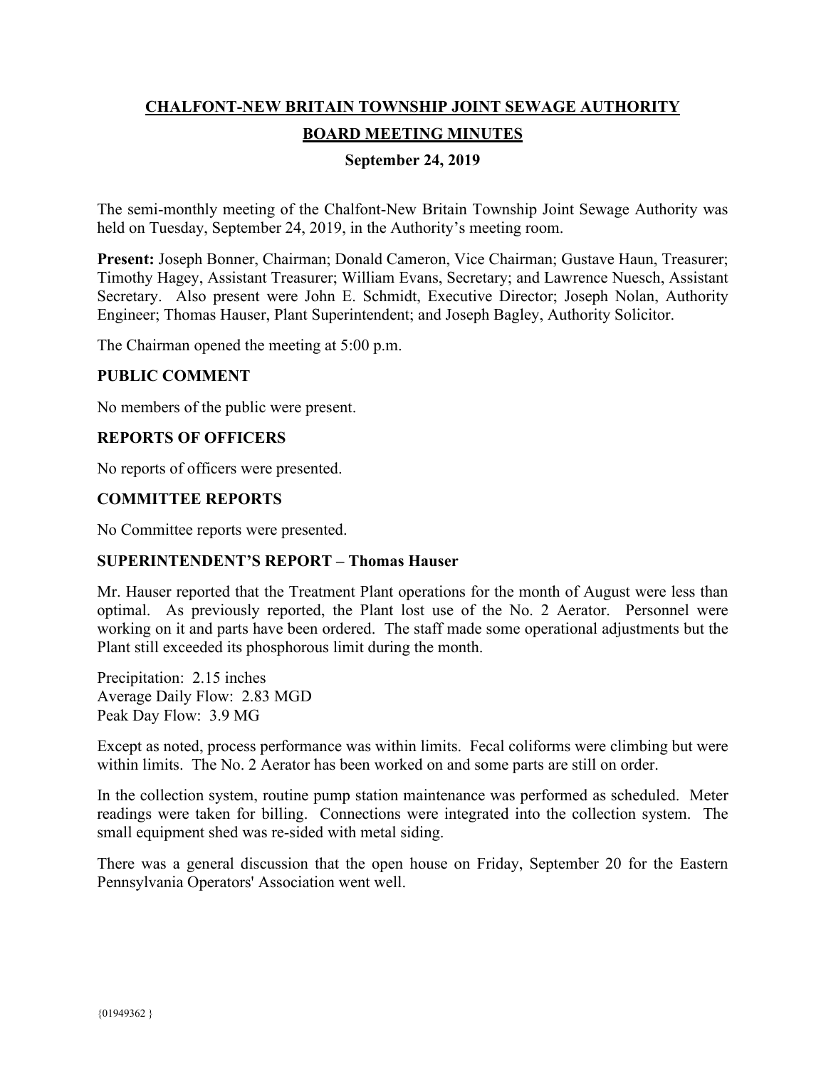# CHALFONT-NEW BRITAIN TOWNSHIP JOINT SEWAGE AUTHORITY

## BOARD MEETING MINUTES

### September 24, 2019

The semi-monthly meeting of the Chalfont-New Britain Township Joint Sewage Authority was held on Tuesday, September 24, 2019, in the Authority's meeting room.

**Present:** Joseph Bonner, Chairman; Donald Cameron, Vice Chairman; Gustave Haun, Treasurer; Timothy Hagey, Assistant Treasurer; William Evans, Secretary; and Lawrence Nuesch, Assistant Secretary. Also present were John E. Schmidt, Executive Director; Joseph Nolan, Authority Engineer; Thomas Hauser, Plant Superintendent; and Joseph Bagley, Authority Solicitor.

The Chairman opened the meeting at 5:00 p.m.

**PUBLIC COMMENT**

No members of the public were present.

**REPORTS OF OFFICERS**

No reports of officers were presented.

**COMMITTEE REPORTS**

No Committee reports were presented.

**SUPERINTENDENT'S REPORT – Thomas Hauser**

Mr. Hauser reported that the Treatment Plant operations for the month of August were less than optimal. As previously reported, the Plant lost use of the No. 2 Aerator. Personnel were working on it and parts have been ordered. The staff made some operational adjustments but the Plant still exceeded its phosphorous limit during the month.

Precipitation: 2.15 inches
Average Daily Flow: 2.83 MGD
Peak Day Flow: 3.9 MG

Except as noted, process performance was within limits. Fecal coliforms were climbing but were within limits. The No. 2 Aerator has been worked on and some parts are still on order.

In the collection system, routine pump station maintenance was performed as scheduled. Meter readings were taken for billing. Connections were integrated into the collection system. The small equipment shed was re-sided with metal siding.

There was a general discussion that the open house on Friday, September 20 for the Eastern Pennsylvania Operators' Association went well.

{01949362 }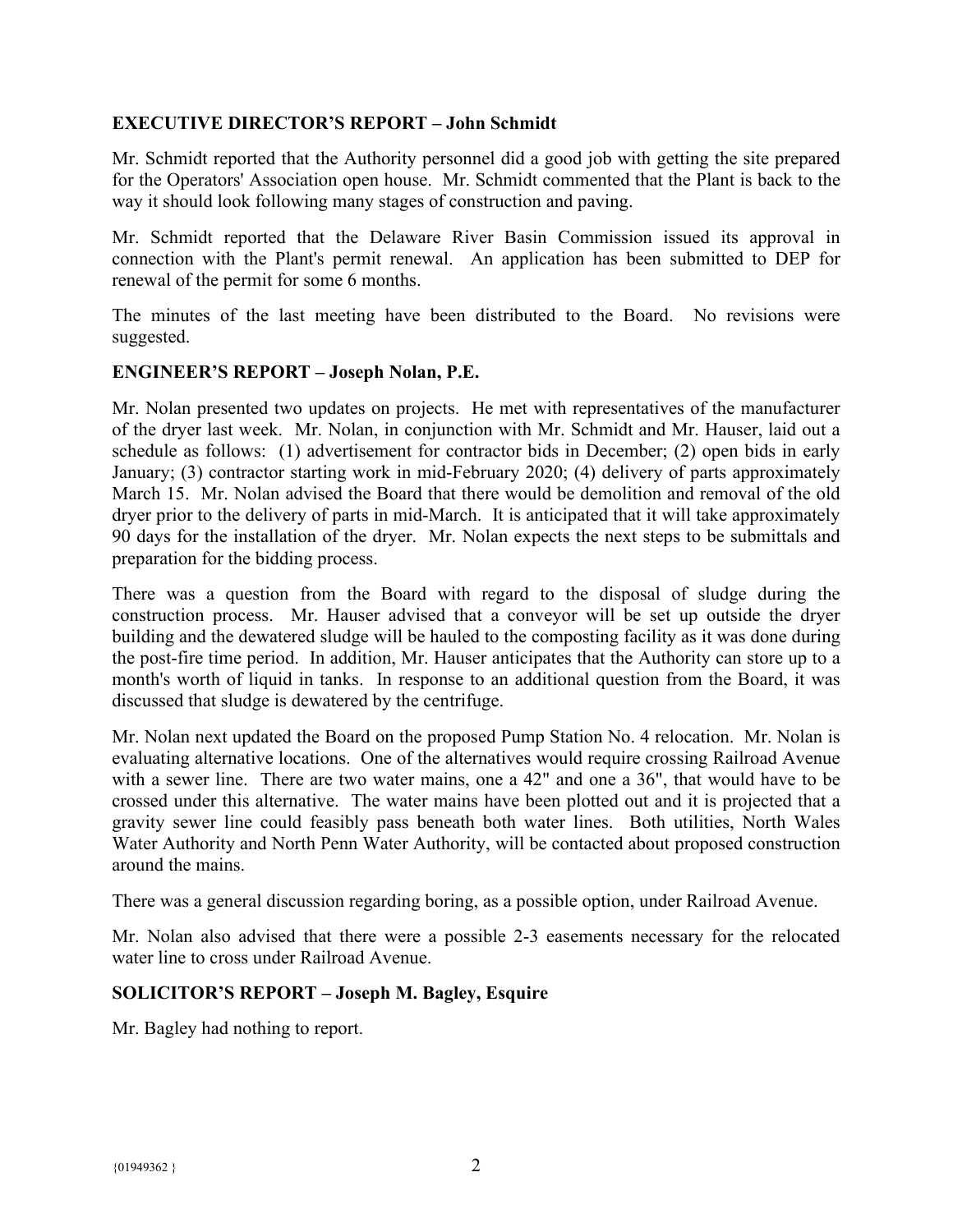**EXECUTIVE DIRECTOR'S REPORT – John Schmidt**

Mr. Schmidt reported that the Authority personnel did a good job with getting the site prepared for the Operators' Association open house. Mr. Schmidt commented that the Plant is back to the way it should look following many stages of construction and paving.

Mr. Schmidt reported that the Delaware River Basin Commission issued its approval in connection with the Plant's permit renewal. An application has been submitted to DEP for renewal of the permit for some 6 months.

The minutes of the last meeting have been distributed to the Board. No revisions were suggested.

**ENGINEER'S REPORT – Joseph Nolan, P.E.**

Mr. Nolan presented two updates on projects. He met with representatives of the manufacturer of the dryer last week. Mr. Nolan, in conjunction with Mr. Schmidt and Mr. Hauser, laid out a schedule as follows: (1) advertisement for contractor bids in December; (2) open bids in early January; (3) contractor starting work in mid-February 2020; (4) delivery of parts approximately March 15. Mr. Nolan advised the Board that there would be demolition and removal of the old dryer prior to the delivery of parts in mid-March. It is anticipated that it will take approximately 90 days for the installation of the dryer. Mr. Nolan expects the next steps to be submittals and preparation for the bidding process.

There was a question from the Board with regard to the disposal of sludge during the construction process. Mr. Hauser advised that a conveyor will be set up outside the dryer building and the dewatered sludge will be hauled to the composting facility as it was done during the post-fire time period. In addition, Mr. Hauser anticipates that the Authority can store up to a month's worth of liquid in tanks. In response to an additional question from the Board, it was discussed that sludge is dewatered by the centrifuge.

Mr. Nolan next updated the Board on the proposed Pump Station No. 4 relocation. Mr. Nolan is evaluating alternative locations. One of the alternatives would require crossing Railroad Avenue with a sewer line. There are two water mains, one a 42" and one a 36", that would have to be crossed under this alternative. The water mains have been plotted out and it is projected that a gravity sewer line could feasibly pass beneath both water lines. Both utilities, North Wales Water Authority and North Penn Water Authority, will be contacted about proposed construction around the mains.

There was a general discussion regarding boring, as a possible option, under Railroad Avenue.

Mr. Nolan also advised that there were a possible 2-3 easements necessary for the relocated water line to cross under Railroad Avenue.

**SOLICITOR'S REPORT – Joseph M. Bagley, Esquire**

Mr. Bagley had nothing to report.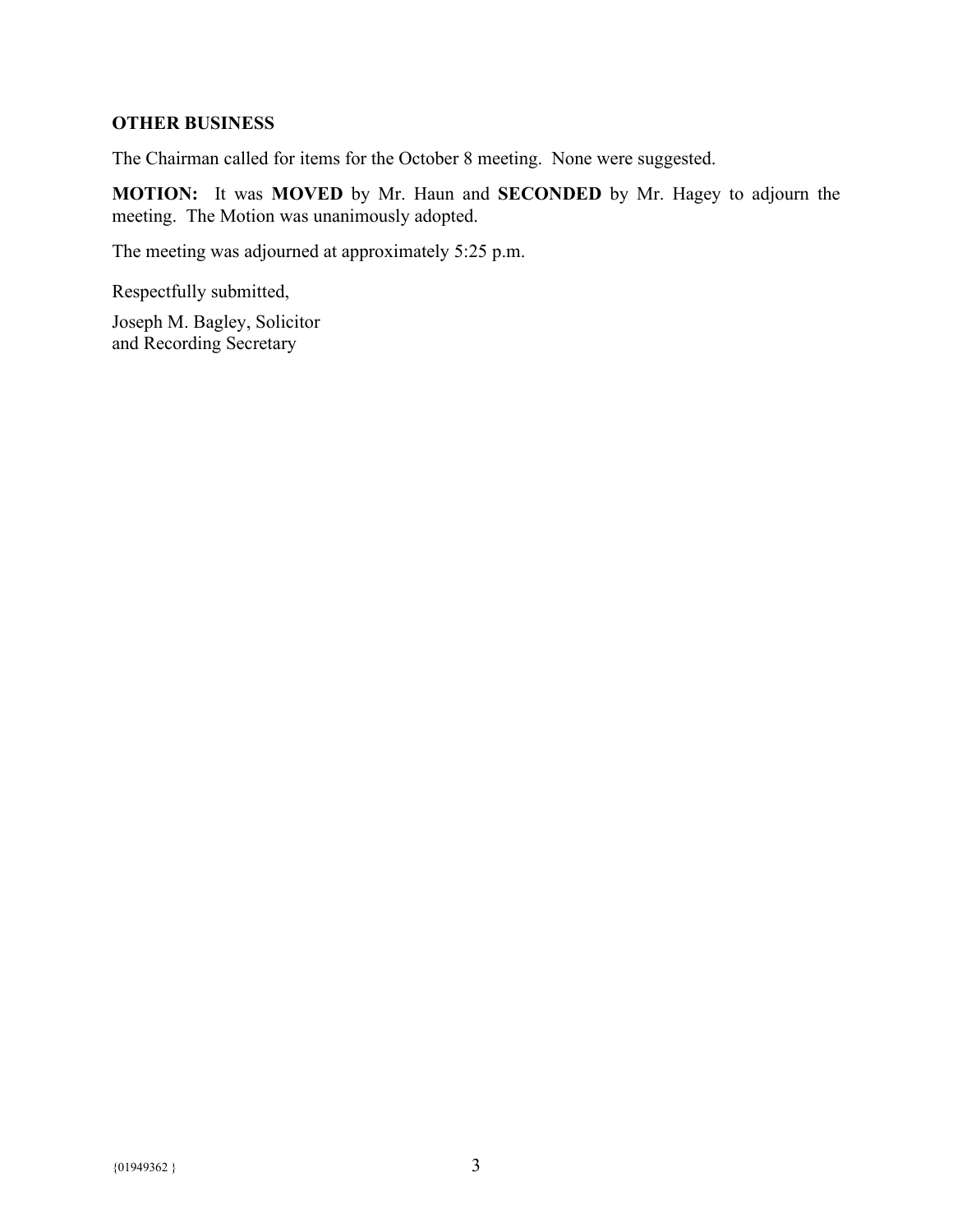**OTHER BUSINESS**

The Chairman called for items for the October 8 meeting. None were suggested.

**MOTION:** It was **MOVED** by Mr. Haun and **SECONDED** by Mr. Hagey to adjourn the meeting. The Motion was unanimously adopted.

The meeting was adjourned at approximately 5:25 p.m.

Respectfully submitted,

Joseph M. Bagley, Solicitor
and Recording Secretary